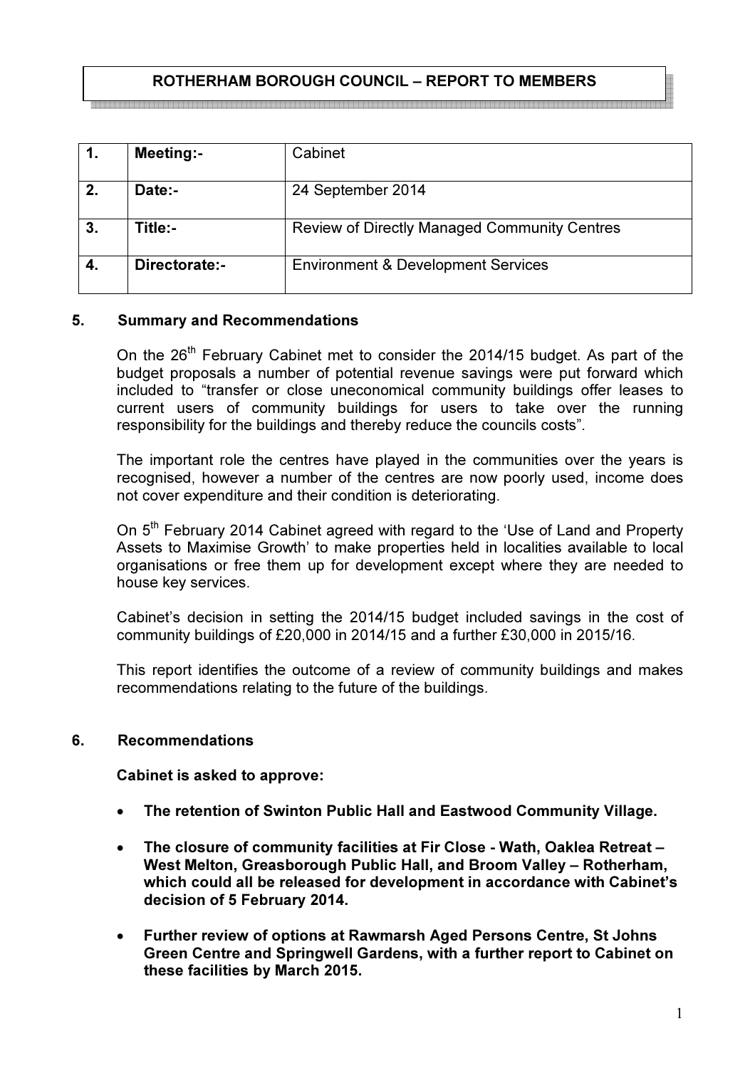# ROTHERHAM BOROUGH COUNCIL – REPORT TO MEMBERS

| 1. | Meeting:- | Cabinet |
|---|---|---|
| 2. | Date:- | 24 September 2014 |
| 3. | Title:- | Review of Directly Managed Community Centres |
| 4. | Directorate:- | Environment & Development Services |

## 5. Summary and Recommendations

On the 26th February Cabinet met to consider the 2014/15 budget. As part of the budget proposals a number of potential revenue savings were put forward which included to "transfer or close uneconomical community buildings offer leases to current users of community buildings for users to take over the running responsibility for the buildings and thereby reduce the councils costs".

The important role the centres have played in the communities over the years is recognised, however a number of the centres are now poorly used, income does not cover expenditure and their condition is deteriorating.

On 5th February 2014 Cabinet agreed with regard to the 'Use of Land and Property Assets to Maximise Growth' to make properties held in localities available to local organisations or free them up for development except where they are needed to house key services.

Cabinet's decision in setting the 2014/15 budget included savings in the cost of community buildings of £20,000 in 2014/15 and a further £30,000 in 2015/16.

This report identifies the outcome of a review of community buildings and makes recommendations relating to the future of the buildings.

## 6. Recommendations

**Cabinet is asked to approve:**

- **The retention of Swinton Public Hall and Eastwood Community Village.**
- **The closure of community facilities at Fir Close - Wath, Oaklea Retreat – West Melton, Greasborough Public Hall, and Broom Valley – Rotherham, which could all be released for development in accordance with Cabinet's decision of 5 February 2014.**
- **Further review of options at Rawmarsh Aged Persons Centre, St Johns Green Centre and Springwell Gardens, with a further report to Cabinet on these facilities by March 2015.**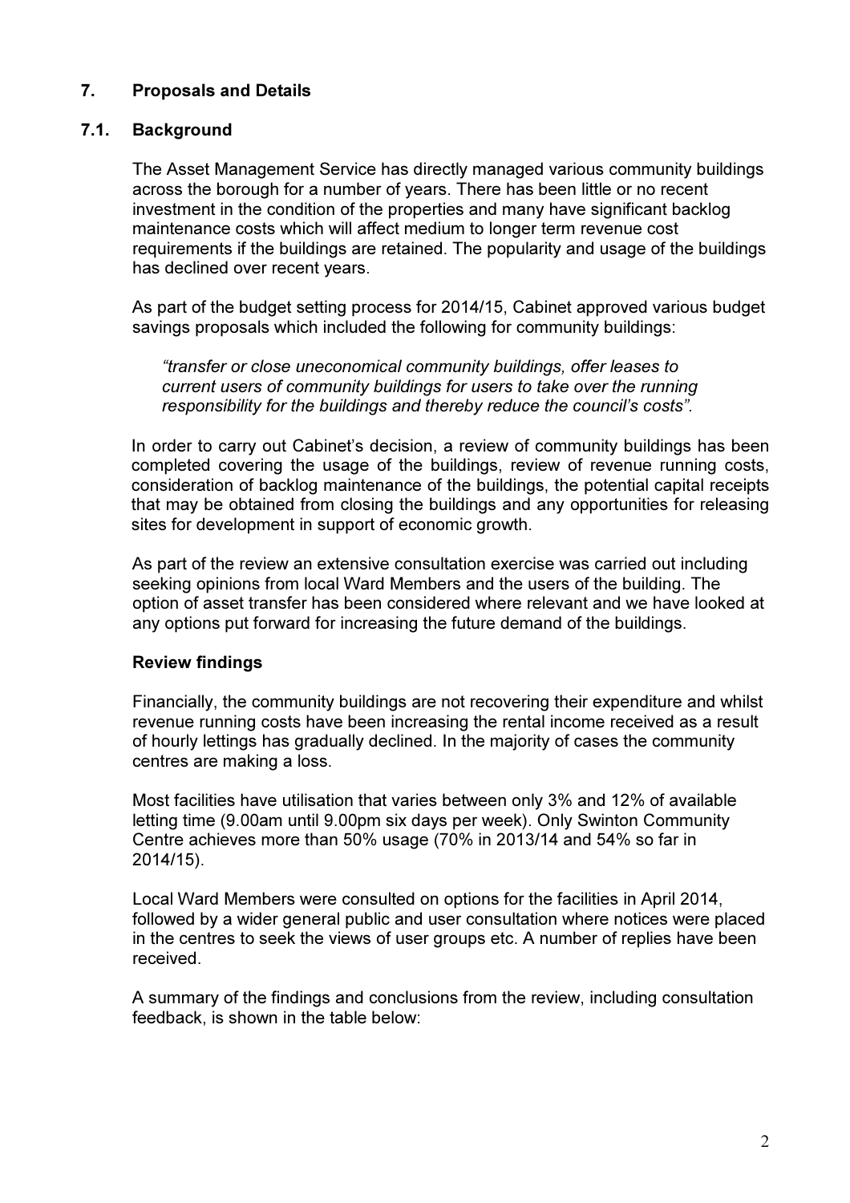## 7. Proposals and Details

### 7.1. Background

The Asset Management Service has directly managed various community buildings across the borough for a number of years. There has been little or no recent investment in the condition of the properties and many have significant backlog maintenance costs which will affect medium to longer term revenue cost requirements if the buildings are retained. The popularity and usage of the buildings has declined over recent years.

As part of the budget setting process for 2014/15, Cabinet approved various budget savings proposals which included the following for community buildings:

> *"transfer or close uneconomical community buildings, offer leases to current users of community buildings for users to take over the running responsibility for the buildings and thereby reduce the council's costs".*

In order to carry out Cabinet's decision, a review of community buildings has been completed covering the usage of the buildings, review of revenue running costs, consideration of backlog maintenance of the buildings, the potential capital receipts that may be obtained from closing the buildings and any opportunities for releasing sites for development in support of economic growth.

As part of the review an extensive consultation exercise was carried out including seeking opinions from local Ward Members and the users of the building. The option of asset transfer has been considered where relevant and we have looked at any options put forward for increasing the future demand of the buildings.

**Review findings**

Financially, the community buildings are not recovering their expenditure and whilst revenue running costs have been increasing the rental income received as a result of hourly lettings has gradually declined. In the majority of cases the community centres are making a loss.

Most facilities have utilisation that varies between only 3% and 12% of available letting time (9.00am until 9.00pm six days per week). Only Swinton Community Centre achieves more than 50% usage (70% in 2013/14 and 54% so far in 2014/15).

Local Ward Members were consulted on options for the facilities in April 2014, followed by a wider general public and user consultation where notices were placed in the centres to seek the views of user groups etc. A number of replies have been received.

A summary of the findings and conclusions from the review, including consultation feedback, is shown in the table below: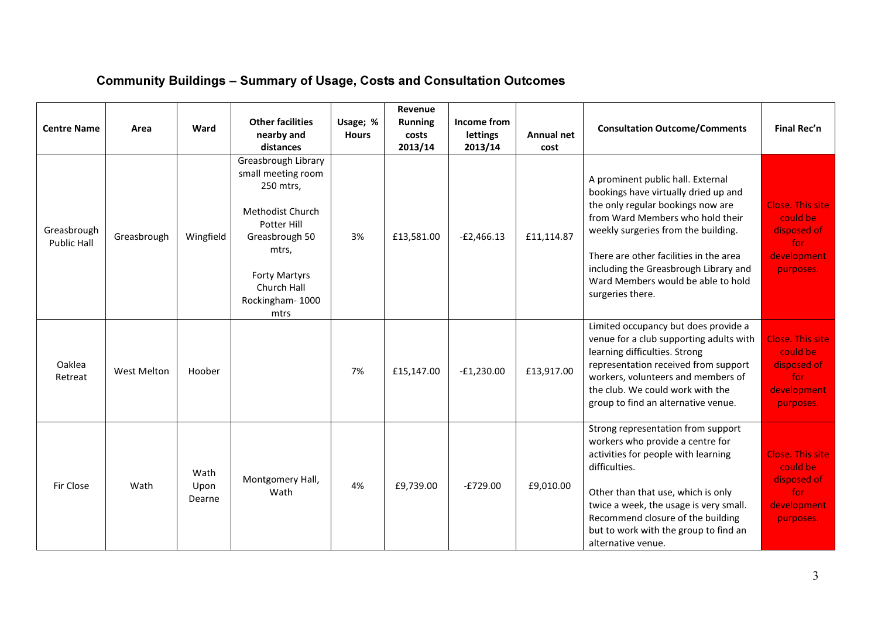## Community Buildings – Summary of Usage, Costs and Consultation Outcomes

| Centre Name | Area | Ward | Other facilities nearby and distances | Usage; % Hours | Revenue Running costs 2013/14 | Income from lettings 2013/14 | Annual net cost | Consultation Outcome/Comments | Final Rec'n |
|---|---|---|---|---|---|---|---|---|---|
| Greasbrough Public Hall | Greasbrough | Wingfield | Greasbrough Library small meeting room 250 mtrs,<br><br>Methodist Church Potter Hill Greasbrough 50 mtrs,<br><br>Forty Martyrs Church Hall Rockingham- 1000 mtrs | 3% | £13,581.00 | -£2,466.13 | £11,114.87 | A prominent public hall. External bookings have virtually dried up and the only regular bookings now are from Ward Members who hold their weekly surgeries from the building.<br><br>There are other facilities in the area including the Greasbrough Library and Ward Members would be able to hold surgeries there. | Close. This site could be disposed of for development purposes. |
| Oaklea Retreat | West Melton | Hoober | | 7% | £15,147.00 | -£1,230.00 | £13,917.00 | Limited occupancy but does provide a venue for a club supporting adults with learning difficulties. Strong representation received from support workers, volunteers and members of the club. We could work with the group to find an alternative venue. | Close. This site could be disposed of for development purposes. |
| Fir Close | Wath | Wath Upon Dearne | Montgomery Hall, Wath | 4% | £9,739.00 | -£729.00 | £9,010.00 | Strong representation from support workers who provide a centre for activities for people with learning difficulties.<br><br>Other than that use, which is only twice a week, the usage is very small. Recommend closure of the building but to work with the group to find an alternative venue. | Close. This site could be disposed of for development purposes. |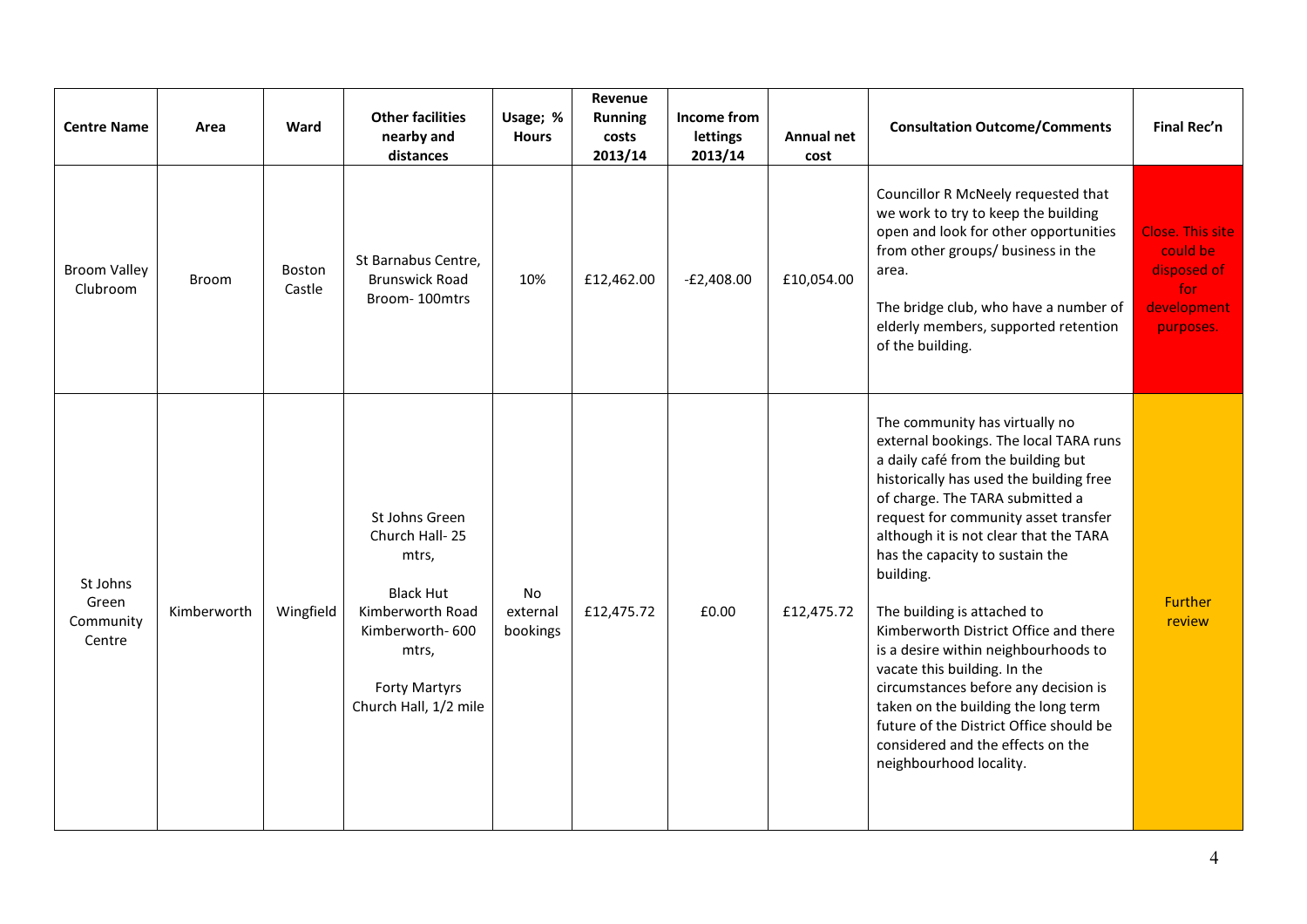| Centre Name | Area | Ward | Other facilities nearby and distances | Usage; % Hours | Revenue Running costs 2013/14 | Income from lettings 2013/14 | Annual net cost | Consultation Outcome/Comments | Final Rec'n |
|---|---|---|---|---|---|---|---|---|---|
| Broom Valley Clubroom | Broom | Boston Castle | St Barnabus Centre, Brunswick Road Broom- 100mtrs | 10% | £12,462.00 | -£2,408.00 | £10,054.00 | Councillor R McNeely requested that we work to try to keep the building open and look for other opportunities from other groups/ business in the area.<br><br>The bridge club, who have a number of elderly members, supported retention of the building. | Close. This site could be disposed of for development purposes. |
| St Johns Green Community Centre | Kimberworth | Wingfield | St Johns Green Church Hall- 25 mtrs,<br><br>Black Hut Kimberworth Road Kimberworth- 600 mtrs,<br><br>Forty Martyrs Church Hall, 1/2 mile | No external bookings | £12,475.72 | £0.00 | £12,475.72 | The community has virtually no external bookings. The local TARA runs a daily café from the building but historically has used the building free of charge. The TARA submitted a request for community asset transfer although it is not clear that the TARA has the capacity to sustain the building.<br><br>The building is attached to Kimberworth District Office and there is a desire within neighbourhoods to vacate this building. In the circumstances before any decision is taken on the building the long term future of the District Office should be considered and the effects on the neighbourhood locality. | Further review |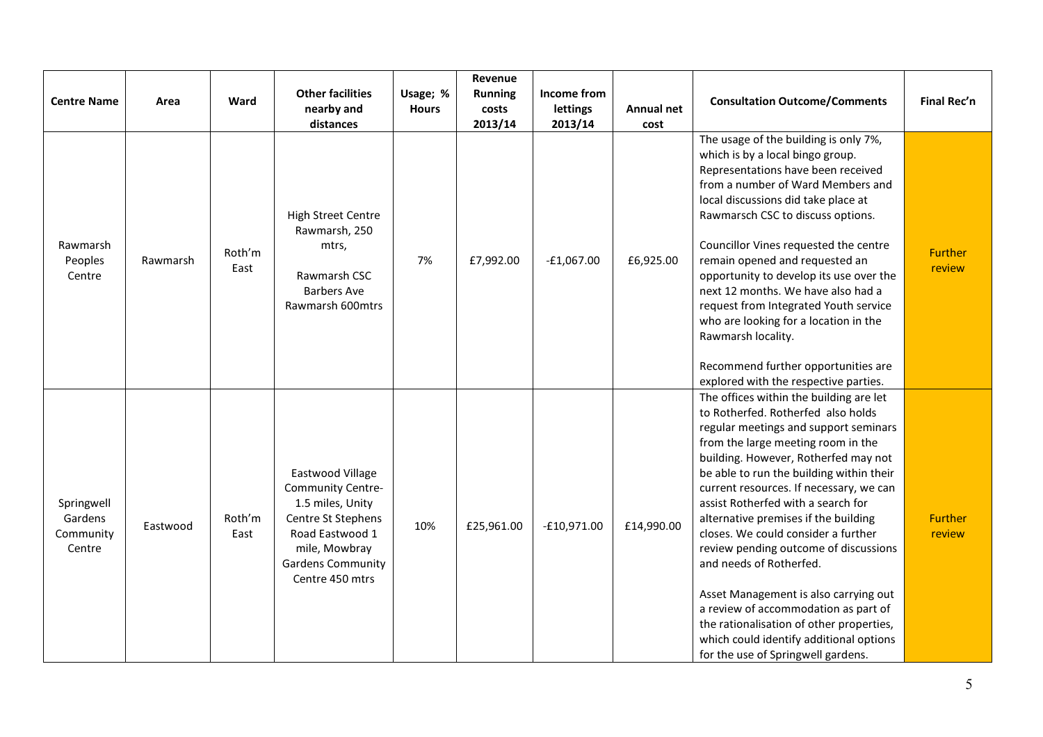| Centre Name | Area | Ward | Other facilities nearby and distances | Usage; % Hours | Revenue Running costs 2013/14 | Income from lettings 2013/14 | Annual net cost | Consultation Outcome/Comments | Final Rec'n |
|---|---|---|---|---|---|---|---|---|---|
| Rawmarsh Peoples Centre | Rawmarsh | Roth'm East | High Street Centre Rawmarsh, 250 mtrs, Rawmarsh CSC Barbers Ave Rawmarsh 600mtrs | 7% | £7,992.00 | -£1,067.00 | £6,925.00 | The usage of the building is only 7%, which is by a local bingo group. Representations have been received from a number of Ward Members and local discussions did take place at Rawmarsch CSC to discuss options. Councillor Vines requested the centre remain opened and requested an opportunity to develop its use over the next 12 months. We have also had a request from Integrated Youth service who are looking for a location in the Rawmarsh locality. Recommend further opportunities are explored with the respective parties. | Further review |
| Springwell Gardens Community Centre | Eastwood | Roth'm East | Eastwood Village Community Centre- 1.5 miles, Unity Centre St Stephens Road Eastwood 1 mile, Mowbray Gardens Community Centre 450 mtrs | 10% | £25,961.00 | -£10,971.00 | £14,990.00 | The offices within the building are let to Rotherfed. Rotherfed also holds regular meetings and support seminars from the large meeting room in the building. However, Rotherfed may not be able to run the building within their current resources. If necessary, we can assist Rotherfed with a search for alternative premises if the building closes. We could consider a further review pending outcome of discussions and needs of Rotherfed. Asset Management is also carrying out a review of accommodation as part of the rationalisation of other properties, which could identify additional options for the use of Springwell gardens. | Further review |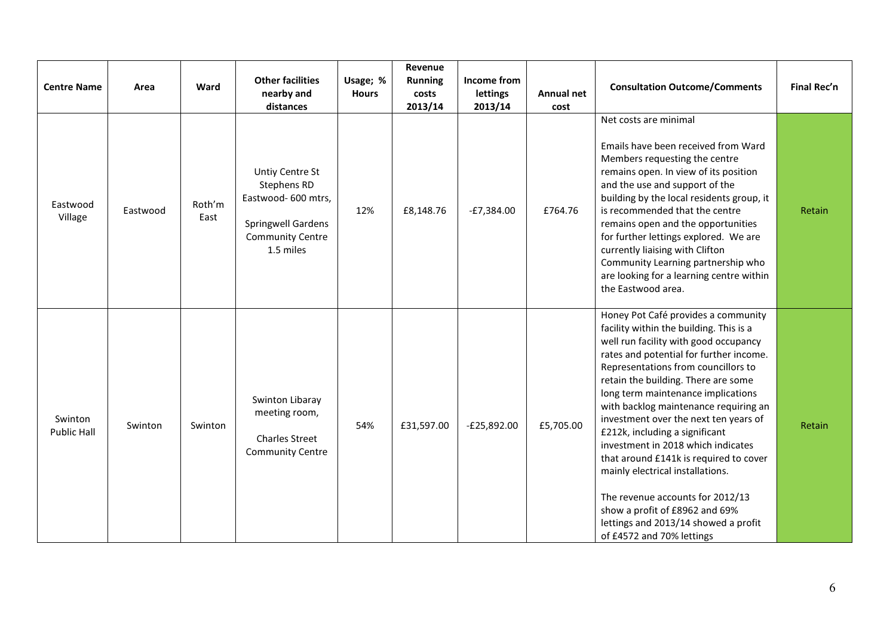| Centre Name | Area | Ward | Other facilities nearby and distances | Usage; % Hours | Revenue Running costs 2013/14 | Income from lettings 2013/14 | Annual net cost | Consultation Outcome/Comments | Final Rec'n |
|---|---|---|---|---|---|---|---|---|---|
| Eastwood Village | Eastwood | Roth'm East | Untiy Centre St Stephens RD Eastwood- 600 mtrs, Springwell Gardens Community Centre 1.5 miles | 12% | £8,148.76 | -£7,384.00 | £764.76 | Net costs are minimal Emails have been received from Ward Members requesting the centre remains open. In view of its position and the use and support of the building by the local residents group, it is recommended that the centre remains open and the opportunities for further lettings explored. We are currently liaising with Clifton Community Learning partnership who are looking for a learning centre within the Eastwood area. | Retain |
| Swinton Public Hall | Swinton | Swinton | Swinton Libaray meeting room, Charles Street Community Centre | 54% | £31,597.00 | -£25,892.00 | £5,705.00 | Honey Pot Café provides a community facility within the building. This is a well run facility with good occupancy rates and potential for further income. Representations from councillors to retain the building. There are some long term maintenance implications with backlog maintenance requiring an investment over the next ten years of £212k, including a significant investment in 2018 which indicates that around £141k is required to cover mainly electrical installations. The revenue accounts for 2012/13 show a profit of £8962 and 69% lettings and 2013/14 showed a profit of £4572 and 70% lettings | Retain |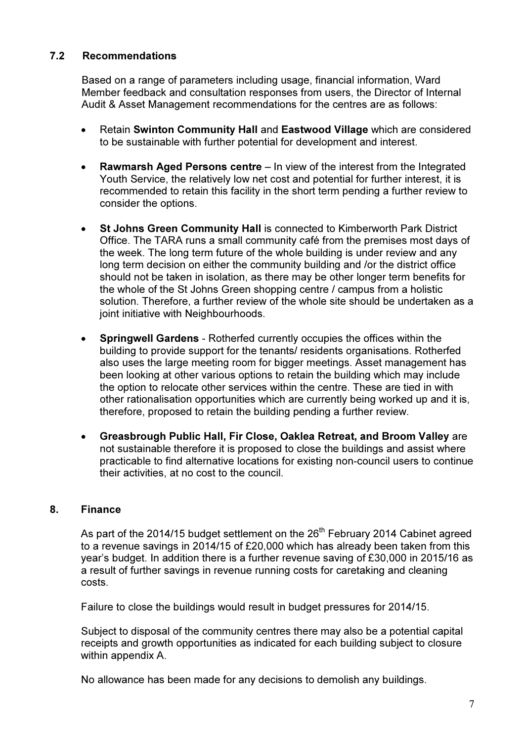### 7.2 Recommendations

Based on a range of parameters including usage, financial information, Ward Member feedback and consultation responses from users, the Director of Internal Audit & Asset Management recommendations for the centres are as follows:

- Retain **Swinton Community Hall** and **Eastwood Village** which are considered to be sustainable with further potential for development and interest.
- **Rawmarsh Aged Persons centre** – In view of the interest from the Integrated Youth Service, the relatively low net cost and potential for further interest, it is recommended to retain this facility in the short term pending a further review to consider the options.
- **St Johns Green Community Hall** is connected to Kimberworth Park District Office. The TARA runs a small community café from the premises most days of the week. The long term future of the whole building is under review and any long term decision on either the community building and /or the district office should not be taken in isolation, as there may be other longer term benefits for the whole of the St Johns Green shopping centre / campus from a holistic solution. Therefore, a further review of the whole site should be undertaken as a joint initiative with Neighbourhoods.
- **Springwell Gardens** - Rotherfed currently occupies the offices within the building to provide support for the tenants/ residents organisations. Rotherfed also uses the large meeting room for bigger meetings. Asset management has been looking at other various options to retain the building which may include the option to relocate other services within the centre. These are tied in with other rationalisation opportunities which are currently being worked up and it is, therefore, proposed to retain the building pending a further review.
- **Greasbrough Public Hall, Fir Close, Oaklea Retreat, and Broom Valley** are not sustainable therefore it is proposed to close the buildings and assist where practicable to find alternative locations for existing non-council users to continue their activities, at no cost to the council.

## 8. Finance

As part of the 2014/15 budget settlement on the 26th February 2014 Cabinet agreed to a revenue savings in 2014/15 of £20,000 which has already been taken from this year's budget. In addition there is a further revenue saving of £30,000 in 2015/16 as a result of further savings in revenue running costs for caretaking and cleaning costs.

Failure to close the buildings would result in budget pressures for 2014/15.

Subject to disposal of the community centres there may also be a potential capital receipts and growth opportunities as indicated for each building subject to closure within appendix A.

No allowance has been made for any decisions to demolish any buildings.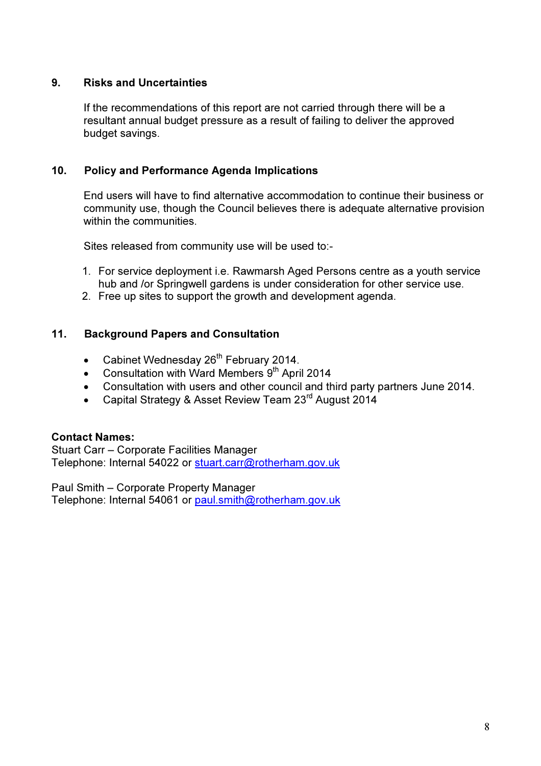## 9. Risks and Uncertainties

If the recommendations of this report are not carried through there will be a resultant annual budget pressure as a result of failing to deliver the approved budget savings.

## 10. Policy and Performance Agenda Implications

End users will have to find alternative accommodation to continue their business or community use, though the Council believes there is adequate alternative provision within the communities.

Sites released from community use will be used to:-

1. For service deployment i.e. Rawmarsh Aged Persons centre as a youth service hub and /or Springwell gardens is under consideration for other service use.
2. Free up sites to support the growth and development agenda.

## 11. Background Papers and Consultation

- Cabinet Wednesday 26th February 2014.
- Consultation with Ward Members 9th April 2014
- Consultation with users and other council and third party partners June 2014.
- Capital Strategy & Asset Review Team 23rd August 2014

**Contact Names:**
Stuart Carr – Corporate Facilities Manager
Telephone: Internal 54022 or stuart.carr@rotherham.gov.uk

Paul Smith – Corporate Property Manager
Telephone: Internal 54061 or paul.smith@rotherham.gov.uk